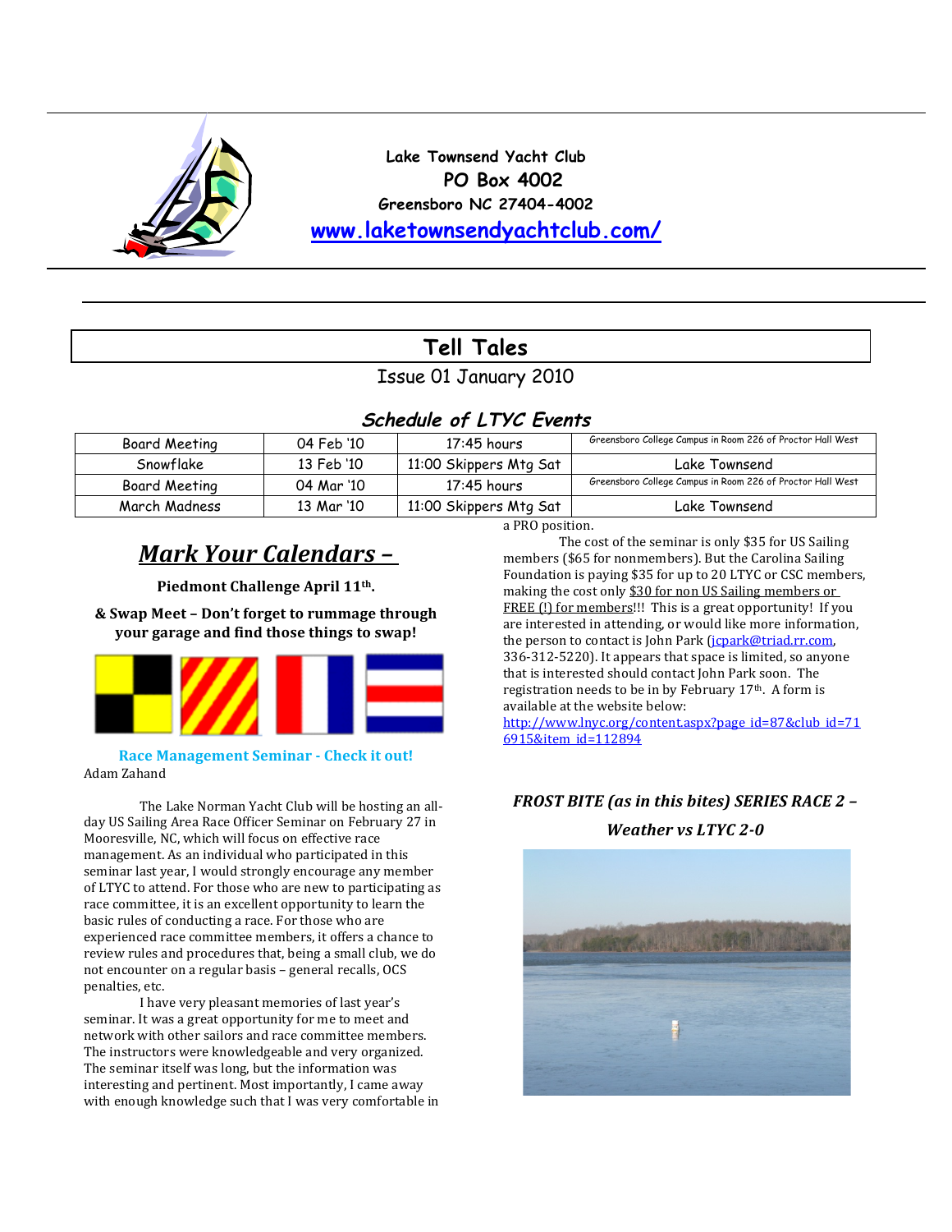Lake Townsend Yacht Club
PO Box 4002
Greensboro NC 27404-4002
www.laketownsendyachtclub.com/

# Tell Tales

Issue 01 January 2010

## Schedule of LTYC Events

| Board Meeting | 04 Feb '10 | 17:45 hours | Greensboro College Campus in Room 226 of Proctor Hall West |
|---|---|---|---|
| Snowflake | 13 Feb '10 | 11:00 Skippers Mtg Sat | Lake Townsend |
| Board Meeting | 04 Mar '10 | 17:45 hours | Greensboro College Campus in Room 226 of Proctor Hall West |
| March Madness | 13 Mar '10 | 11:00 Skippers Mtg Sat | Lake Townsend |

## Mark Your Calendars –

**Piedmont Challenge April 11th.**

**& Swap Meet – Don't forget to rummage through your garage and find those things to swap!**

### Race Management Seminar - Check it out!

Adam Zahand

The Lake Norman Yacht Club will be hosting an all-day US Sailing Area Race Officer Seminar on February 27 in Mooresville, NC, which will focus on effective race management. As an individual who participated in this seminar last year, I would strongly encourage any member of LTYC to attend. For those who are new to participating as race committee, it is an excellent opportunity to learn the basic rules of conducting a race. For those who are experienced race committee members, it offers a chance to review rules and procedures that, being a small club, we do not encounter on a regular basis – general recalls, OCS penalties, etc.

I have very pleasant memories of last year's seminar. It was a great opportunity for me to meet and network with other sailors and race committee members. The instructors were knowledgeable and very organized. The seminar itself was long, but the information was interesting and pertinent. Most importantly, I came away with enough knowledge such that I was very comfortable in a PRO position.

The cost of the seminar is only $35 for US Sailing members ($65 for nonmembers). But the Carolina Sailing Foundation is paying $35 for up to 20 LTYC or CSC members, making the cost only $30 for non US Sailing members or FREE (!) for members!!! This is a great opportunity! If you are interested in attending, or would like more information, the person to contact is John Park (jcpark@triad.rr.com, 336-312-5220). It appears that space is limited, so anyone that is interested should contact John Park soon. The registration needs to be in by February 17th. A form is available at the website below:
http://www.lnyc.org/content.aspx?page_id=87&club_id=716915&item_id=112894

### *FROST BITE (as in this bites) SERIES RACE 2 – Weather vs LTYC 2-0*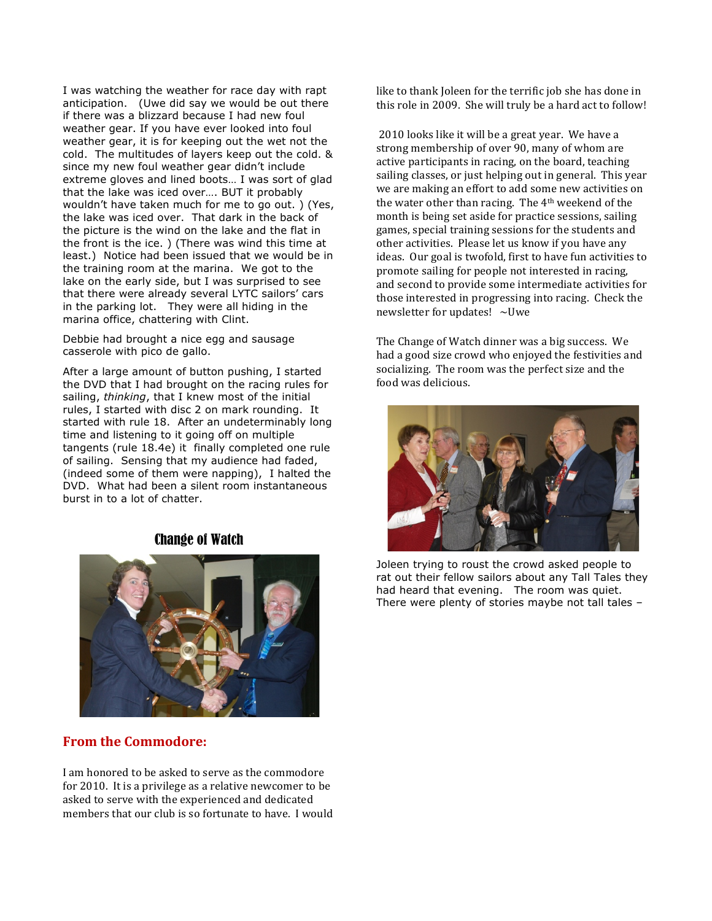I was watching the weather for race day with rapt anticipation. (Uwe did say we would be out there if there was a blizzard because I had new foul weather gear. If you have ever looked into foul weather gear, it is for keeping out the wet not the cold. The multitudes of layers keep out the cold. & since my new foul weather gear didn't include extreme gloves and lined boots… I was sort of glad that the lake was iced over…. BUT it probably wouldn't have taken much for me to go out. ) (Yes, the lake was iced over. That dark in the back of the picture is the wind on the lake and the flat in the front is the ice. ) (There was wind this time at least.) Notice had been issued that we would be in the training room at the marina. We got to the lake on the early side, but I was surprised to see that there were already several LYTC sailors' cars in the parking lot. They were all hiding in the marina office, chattering with Clint.

Debbie had brought a nice egg and sausage casserole with pico de gallo.

After a large amount of button pushing, I started the DVD that I had brought on the racing rules for sailing, *thinking*, that I knew most of the initial rules, I started with disc 2 on mark rounding. It started with rule 18. After an undeterminably long time and listening to it going off on multiple tangents (rule 18.4e) it finally completed one rule of sailing. Sensing that my audience had faded, (indeed some of them were napping), I halted the DVD. What had been a silent room instantaneous burst in to a lot of chatter.

## Change of Watch

## From the Commodore:

I am honored to be asked to serve as the commodore for 2010. It is a privilege as a relative newcomer to be asked to serve with the experienced and dedicated members that our club is so fortunate to have. I would like to thank Joleen for the terrific job she has done in this role in 2009. She will truly be a hard act to follow!

2010 looks like it will be a great year. We have a strong membership of over 90, many of whom are active participants in racing, on the board, teaching sailing classes, or just helping out in general. This year we are making an effort to add some new activities on the water other than racing. The 4th weekend of the month is being set aside for practice sessions, sailing games, special training sessions for the students and other activities. Please let us know if you have any ideas. Our goal is twofold, first to have fun activities to promote sailing for people not interested in racing, and second to provide some intermediate activities for those interested in progressing into racing. Check the newsletter for updates! ~Uwe

The Change of Watch dinner was a big success. We had a good size crowd who enjoyed the festivities and socializing. The room was the perfect size and the food was delicious.

Joleen trying to roust the crowd asked people to rat out their fellow sailors about any Tall Tales they had heard that evening. The room was quiet. There were plenty of stories maybe not tall tales –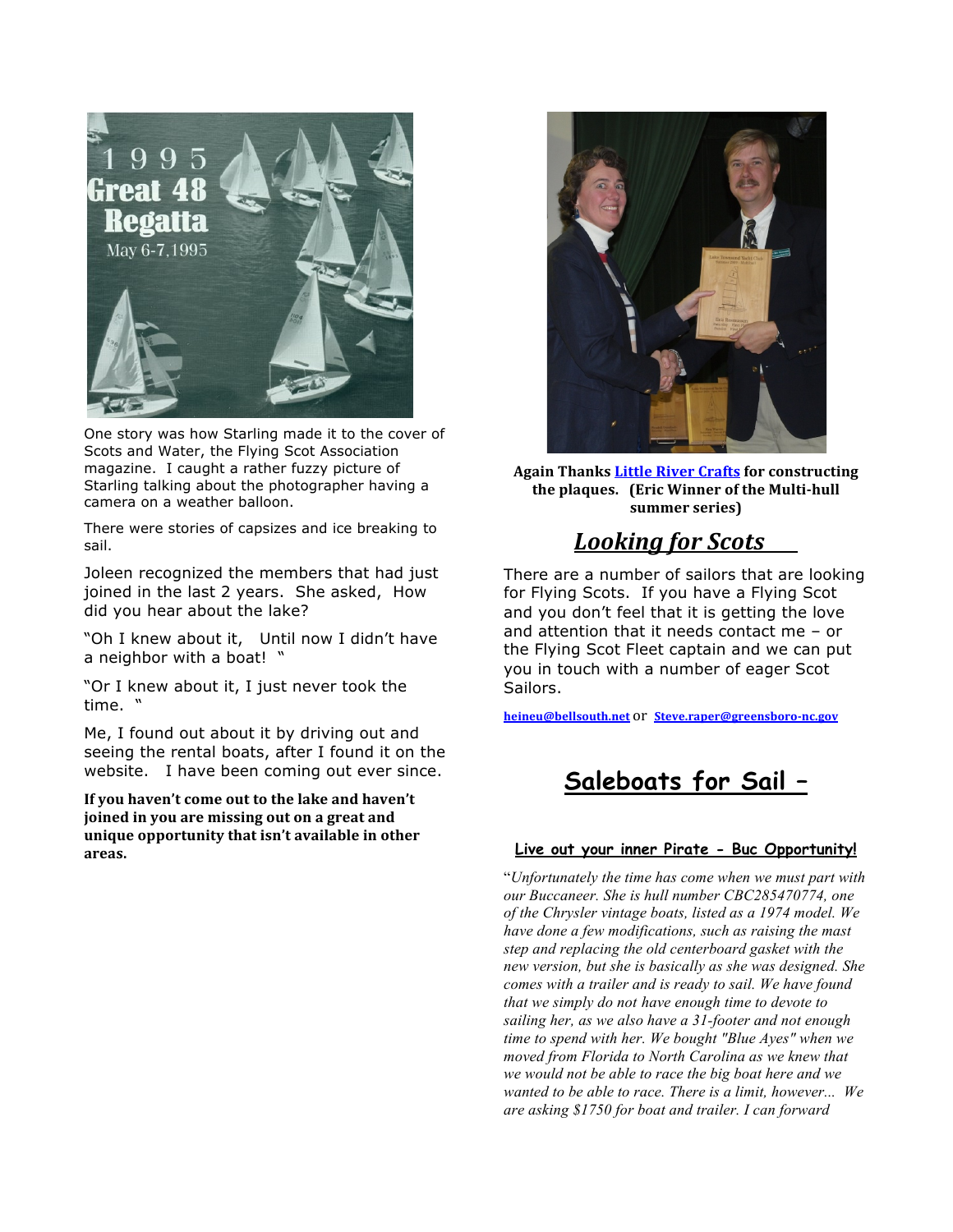One story was how Starling made it to the cover of Scots and Water, the Flying Scot Association magazine. I caught a rather fuzzy picture of Starling talking about the photographer having a camera on a weather balloon.

There were stories of capsizes and ice breaking to sail.

Joleen recognized the members that had just joined in the last 2 years. She asked, How did you hear about the lake?

"Oh I knew about it, Until now I didn't have a neighbor with a boat! "

"Or I knew about it, I just never took the time. "

Me, I found out about it by driving out and seeing the rental boats, after I found it on the website. I have been coming out ever since.

**If you haven't come out to the lake and haven't joined in you are missing out on a great and unique opportunity that isn't available in other areas.**

**Again Thanks [Little River Crafts] for constructing the plaques. (Eric Winner of the Multi-hull summer series)**

## *Looking for Scots*

There are a number of sailors that are looking for Flying Scots. If you have a Flying Scot and you don't feel that it is getting the love and attention that it needs contact me – or the Flying Scot Fleet captain and we can put you in touch with a number of eager Scot Sailors.

heineu@bellsouth.net or Steve.raper@greensboro-nc.gov

## Saleboats for Sail –

### Live out your inner Pirate - Buc Opportunity!

"*Unfortunately the time has come when we must part with our Buccaneer. She is hull number CBC285470774, one of the Chrysler vintage boats, listed as a 1974 model. We have done a few modifications, such as raising the mast step and replacing the old centerboard gasket with the new version, but she is basically as she was designed. She comes with a trailer and is ready to sail. We have found that we simply do not have enough time to devote to sailing her, as we also have a 31-footer and not enough time to spend with her. We bought "Blue Ayes" when we moved from Florida to North Carolina as we knew that we would not be able to race the big boat here and we wanted to be able to race. There is a limit, however... We are asking $1750 for boat and trailer. I can forward*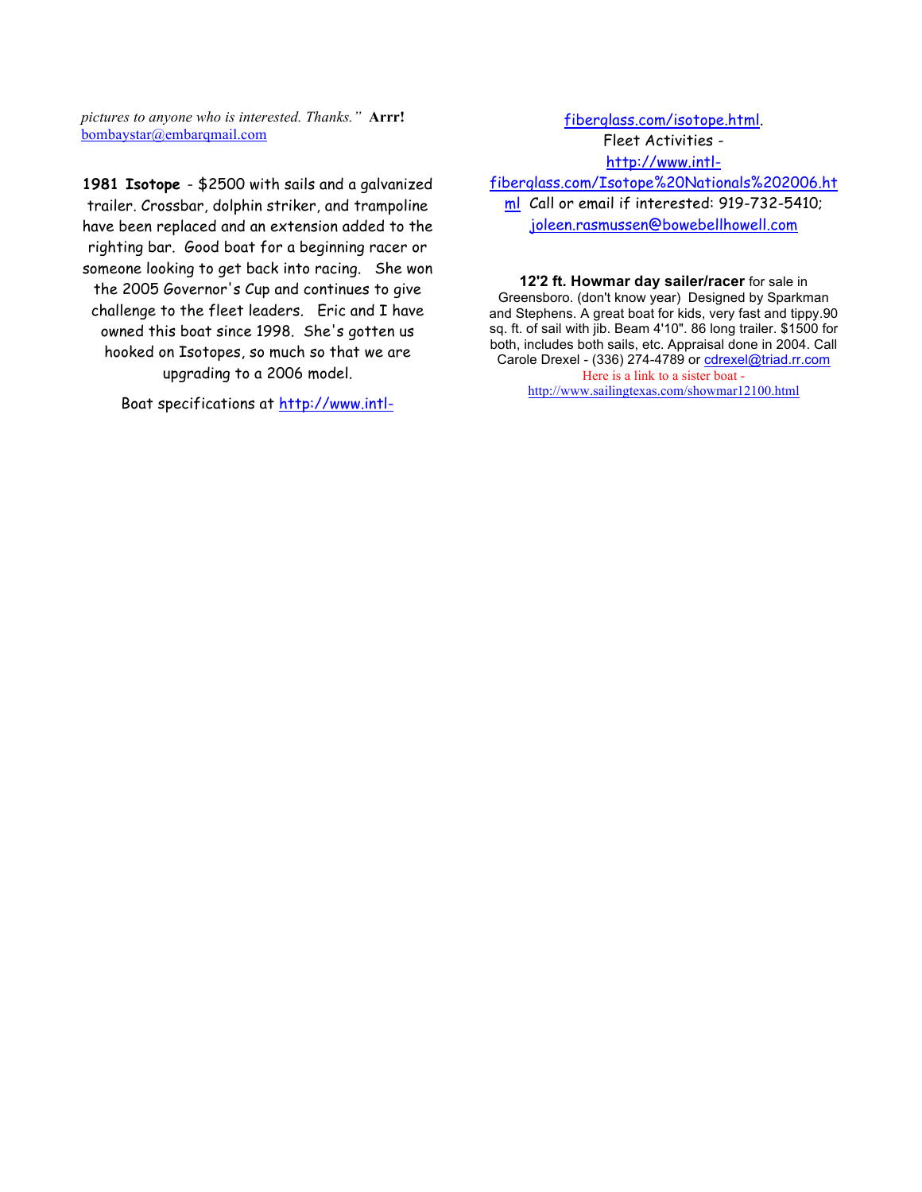*pictures to anyone who is interested. Thanks."* **Arrr!**
bombaystar@embarqmail.com

**1981 Isotope** - $2500 with sails and a galvanized trailer. Crossbar, dolphin striker, and trampoline have been replaced and an extension added to the righting bar. Good boat for a beginning racer or someone looking to get back into racing. She won the 2005 Governor's Cup and continues to give challenge to the fleet leaders. Eric and I have owned this boat since 1998. She's gotten us hooked on Isotopes, so much so that we are upgrading to a 2006 model.

Boat specifications at http://www.intl-fiberglass.com/isotope.html.
Fleet Activities - http://www.intl-fiberglass.com/Isotope%20Nationals%202006.html Call or email if interested: 919-732-5410; joleen.rasmussen@bowebellhowell.com

**12'2 ft. Howmar day sailer/racer** for sale in Greensboro. (don't know year) Designed by Sparkman and Stephens. A great boat for kids, very fast and tippy.90 sq. ft. of sail with jib. Beam 4'10". 86 long trailer. $1500 for both, includes both sails, etc. Appraisal done in 2004. Call Carole Drexel - (336) 274-4789 or cdrexel@triad.rr.com
Here is a link to a sister boat - http://www.sailingtexas.com/showmar12100.html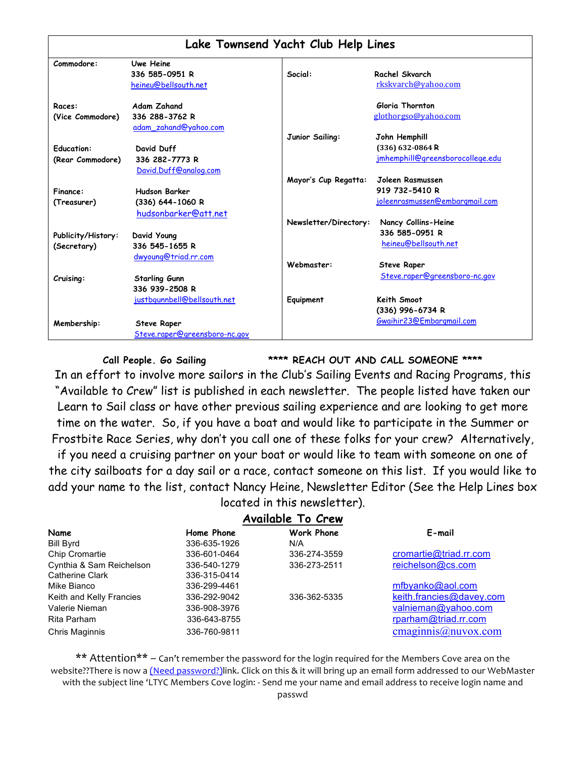## Lake Townsend Yacht Club Help Lines

| | | | |
|---|---|---|---|
| Commodore: | Uwe Heine<br>336 585-0951 R<br>heineu@bellsouth.net | Social: | Rachel Skvarch<br>rkskvarch@yahoo.com |
| Races:<br>(Vice Commodore) | Adam Zahand<br>336 288-3762 R<br>adam_zahand@yahoo.com | | Gloria Thornton<br>glothorgso@yahoo.com |
| Education:<br>(Rear Commodore) | David Duff<br>336 282-7773 R<br>David.Duff@analog.com | Junior Sailing: | John Hemphill<br>(336) 632-0864 R<br>jmhemphill@greensborocollege.edu |
| Finance:<br>(Treasurer) | Hudson Barker<br>(336) 644-1060 R<br>hudsonbarker@att.net | Mayor's Cup Regatta: | Joleen Rasmussen<br>919 732-5410 R<br>joleenrasmussen@embarqmail.com |
| Publicity/History:<br>(Secretary) | David Young<br>336 545-1655 R<br>dwyoung@triad.rr.com | Newsletter/Directory: | Nancy Collins-Heine<br>336 585-0951 R<br>heineu@bellsouth.net |
| Cruising: | Starling Gunn<br>336 939-2508 R<br>justbgunnbell@bellsouth.net | Webmaster: | Steve Raper<br>Steve.raper@greensboro-nc.gov |
| Membership: | Steve Raper<br>Steve.raper@greensboro-nc.gov | Equipment | Keith Smoot<br>(336) 996-6734 R<br>Gwaihir23@Embarqmail.com |

**Call People. Go Sailing** **\*\*\*\* REACH OUT AND CALL SOMEONE \*\*\*\***

In an effort to involve more sailors in the Club's Sailing Events and Racing Programs, this "Available to Crew" list is published in each newsletter. The people listed have taken our Learn to Sail class or have other previous sailing experience and are looking to get more time on the water. So, if you have a boat and would like to participate in the Summer or Frostbite Race Series, why don't you call one of these folks for your crew? Alternatively, if you need a cruising partner on your boat or would like to team with someone on one of the city sailboats for a day sail or a race, contact someone on this list. If you would like to add your name to the list, contact Nancy Heine, Newsletter Editor (See the Help Lines box located in this newsletter).

## Available To Crew

| Name | Home Phone | Work Phone | E-mail |
|---|---|---|---|
| Bill Byrd | 336-635-1926 | N/A | |
| Chip Cromartie | 336-601-0464 | 336-274-3559 | cromartie@triad.rr.com |
| Cynthia & Sam Reichelson | 336-540-1279 | 336-273-2511 | reichelson@cs.com |
| Catherine Clark | 336-315-0414 | | |
| Mike Bianco | 336-299-4461 | | mfbyanko@aol.com |
| Keith and Kelly Francies | 336-292-9042 | 336-362-5335 | keith.francies@davey.com |
| Valerie Nieman | 336-908-3976 | | valnieman@yahoo.com |
| Rita Parham | 336-643-8755 | | rparham@triad.rr.com |
| Chris Maginnis | 336-760-9811 | | cmaginnis@nuvox.com |

\*\* Attention\*\* – Can't remember the password for the login required for the Members Cove area on the website??There is now a (Need password?)link. Click on this & it will bring up an email form addressed to our WebMaster with the subject line 'LTYC Members Cove login: - Send me your name and email address to receive login name and passwd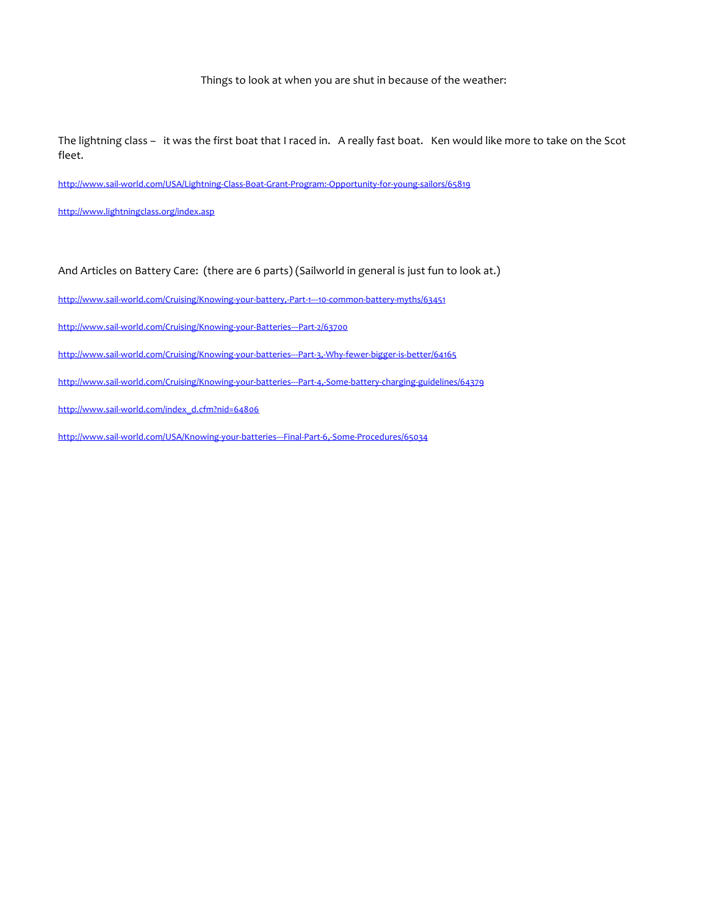Things to look at when you are shut in because of the weather:

The lightning class – it was the first boat that I raced in. A really fast boat. Ken would like more to take on the Scot fleet.

http://www.sail-world.com/USA/Lightning-Class-Boat-Grant-Program:-Opportunity-for-young-sailors/65819

http://www.lightningclass.org/index.asp

And Articles on Battery Care: (there are 6 parts) (Sailworld in general is just fun to look at.)

http://www.sail-world.com/Cruising/Knowing-your-battery,-Part-1---10-common-battery-myths/63451

http://www.sail-world.com/Cruising/Knowing-your-Batteries---Part-2/63700

http://www.sail-world.com/Cruising/Knowing-your-batteries---Part-3,-Why-fewer-bigger-is-better/64165

http://www.sail-world.com/Cruising/Knowing-your-batteries---Part-4,-Some-battery-charging-guidelines/64379

http://www.sail-world.com/index_d.cfm?nid=64806

http://www.sail-world.com/USA/Knowing-your-batteries---Final-Part-6,-Some-Procedures/65034